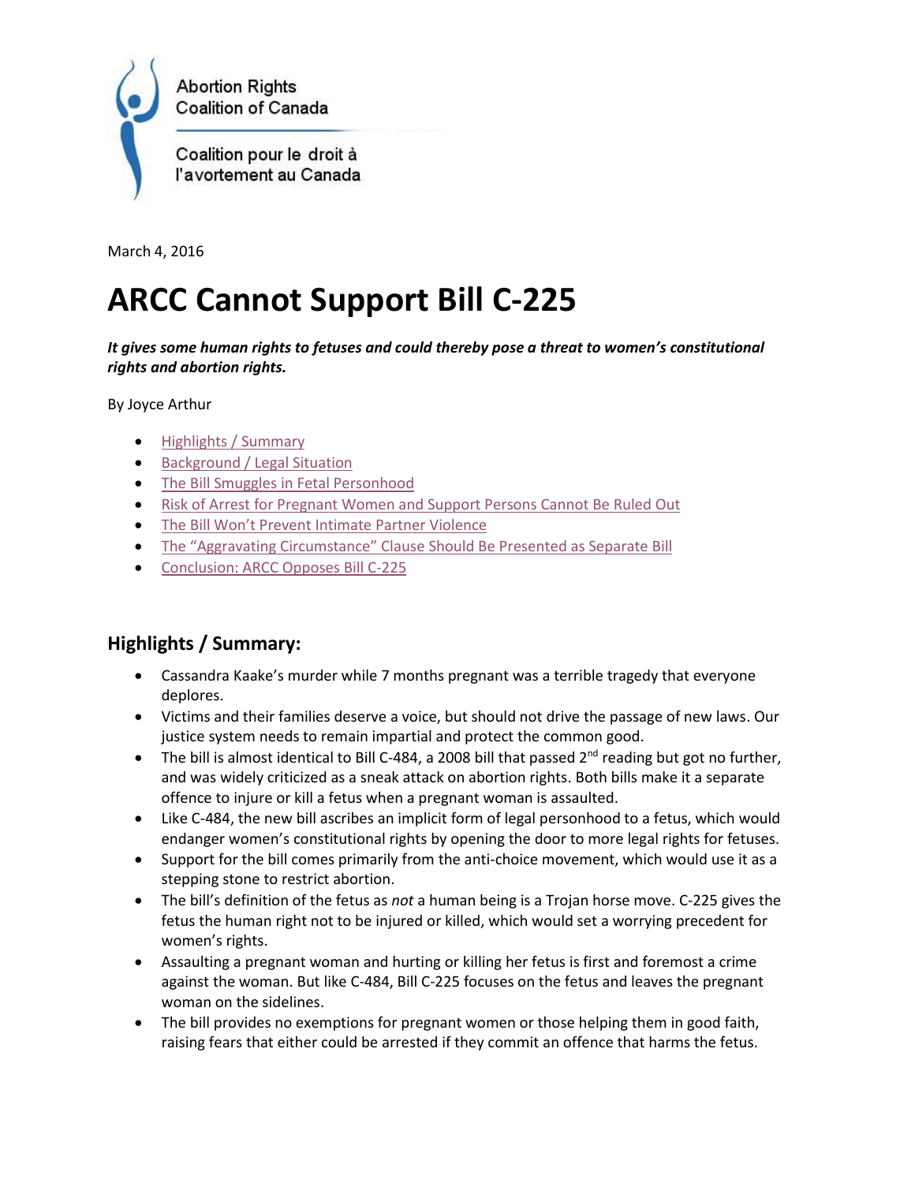Abortion Rights Coalition of Canada

Coalition pour le droit à l'avortement au Canada

March 4, 2016

# ARCC Cannot Support Bill C-225

***It gives some human rights to fetuses and could thereby pose a threat to women's constitutional rights and abortion rights.***

By Joyce Arthur

- Highlights / Summary
- Background / Legal Situation
- The Bill Smuggles in Fetal Personhood
- Risk of Arrest for Pregnant Women and Support Persons Cannot Be Ruled Out
- The Bill Won't Prevent Intimate Partner Violence
- The "Aggravating Circumstance" Clause Should Be Presented as Separate Bill
- Conclusion: ARCC Opposes Bill C-225

## Highlights / Summary:

- Cassandra Kaake's murder while 7 months pregnant was a terrible tragedy that everyone deplores.
- Victims and their families deserve a voice, but should not drive the passage of new laws. Our justice system needs to remain impartial and protect the common good.
- The bill is almost identical to Bill C-484, a 2008 bill that passed 2nd reading but got no further, and was widely criticized as a sneak attack on abortion rights. Both bills make it a separate offence to injure or kill a fetus when a pregnant woman is assaulted.
- Like C-484, the new bill ascribes an implicit form of legal personhood to a fetus, which would endanger women's constitutional rights by opening the door to more legal rights for fetuses.
- Support for the bill comes primarily from the anti-choice movement, which would use it as a stepping stone to restrict abortion.
- The bill's definition of the fetus as *not* a human being is a Trojan horse move. C-225 gives the fetus the human right not to be injured or killed, which would set a worrying precedent for women's rights.
- Assaulting a pregnant woman and hurting or killing her fetus is first and foremost a crime against the woman. But like C-484, Bill C-225 focuses on the fetus and leaves the pregnant woman on the sidelines.
- The bill provides no exemptions for pregnant women or those helping them in good faith, raising fears that either could be arrested if they commit an offence that harms the fetus.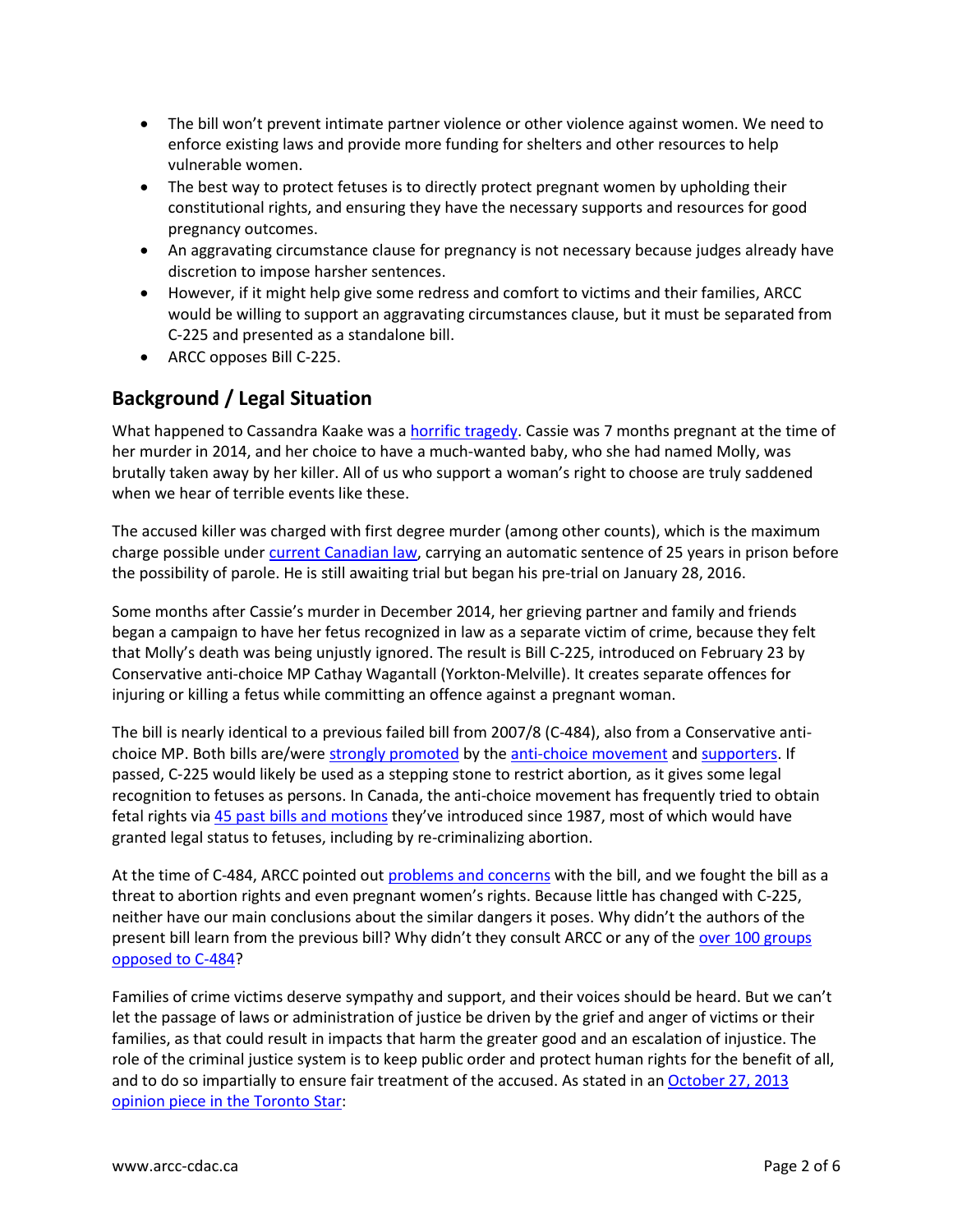- The bill won't prevent intimate partner violence or other violence against women. We need to enforce existing laws and provide more funding for shelters and other resources to help vulnerable women.
- The best way to protect fetuses is to directly protect pregnant women by upholding their constitutional rights, and ensuring they have the necessary supports and resources for good pregnancy outcomes.
- An aggravating circumstance clause for pregnancy is not necessary because judges already have discretion to impose harsher sentences.
- However, if it might help give some redress and comfort to victims and their families, ARCC would be willing to support an aggravating circumstances clause, but it must be separated from C-225 and presented as a standalone bill.
- ARCC opposes Bill C-225.

## Background / Legal Situation

What happened to Cassandra Kaake was a horrific tragedy. Cassie was 7 months pregnant at the time of her murder in 2014, and her choice to have a much-wanted baby, who she had named Molly, was brutally taken away by her killer. All of us who support a woman's right to choose are truly saddened when we hear of terrible events like these.

The accused killer was charged with first degree murder (among other counts), which is the maximum charge possible under current Canadian law, carrying an automatic sentence of 25 years in prison before the possibility of parole. He is still awaiting trial but began his pre-trial on January 28, 2016.

Some months after Cassie's murder in December 2014, her grieving partner and family and friends began a campaign to have her fetus recognized in law as a separate victim of crime, because they felt that Molly's death was being unjustly ignored. The result is Bill C-225, introduced on February 23 by Conservative anti-choice MP Cathay Wagantall (Yorkton-Melville). It creates separate offences for injuring or killing a fetus while committing an offence against a pregnant woman.

The bill is nearly identical to a previous failed bill from 2007/8 (C-484), also from a Conservative anti-choice MP. Both bills are/were strongly promoted by the anti-choice movement and supporters. If passed, C-225 would likely be used as a stepping stone to restrict abortion, as it gives some legal recognition to fetuses as persons. In Canada, the anti-choice movement has frequently tried to obtain fetal rights via 45 past bills and motions they've introduced since 1987, most of which would have granted legal status to fetuses, including by re-criminalizing abortion.

At the time of C-484, ARCC pointed out problems and concerns with the bill, and we fought the bill as a threat to abortion rights and even pregnant women's rights. Because little has changed with C-225, neither have our main conclusions about the similar dangers it poses. Why didn't the authors of the present bill learn from the previous bill? Why didn't they consult ARCC or any of the over 100 groups opposed to C-484?

Families of crime victims deserve sympathy and support, and their voices should be heard. But we can't let the passage of laws or administration of justice be driven by the grief and anger of victims or their families, as that could result in impacts that harm the greater good and an escalation of injustice. The role of the criminal justice system is to keep public order and protect human rights for the benefit of all, and to do so impartially to ensure fair treatment of the accused. As stated in an October 27, 2013 opinion piece in the Toronto Star: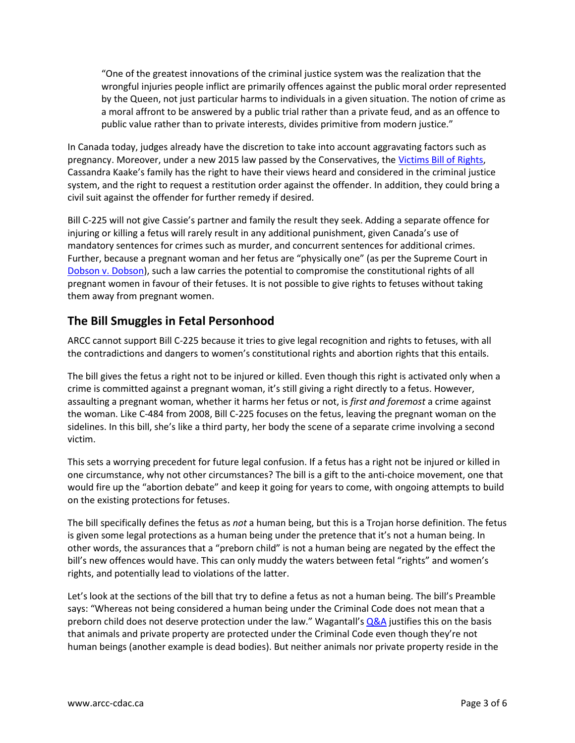> "One of the greatest innovations of the criminal justice system was the realization that the wrongful injuries people inflict are primarily offences against the public moral order represented by the Queen, not just particular harms to individuals in a given situation. The notion of crime as a moral affront to be answered by a public trial rather than a private feud, and as an offence to public value rather than to private interests, divides primitive from modern justice."

In Canada today, judges already have the discretion to take into account aggravating factors such as pregnancy. Moreover, under a new 2015 law passed by the Conservatives, the Victims Bill of Rights, Cassandra Kaake's family has the right to have their views heard and considered in the criminal justice system, and the right to request a restitution order against the offender. In addition, they could bring a civil suit against the offender for further remedy if desired.

Bill C-225 will not give Cassie's partner and family the result they seek. Adding a separate offence for injuring or killing a fetus will rarely result in any additional punishment, given Canada's use of mandatory sentences for crimes such as murder, and concurrent sentences for additional crimes. Further, because a pregnant woman and her fetus are "physically one" (as per the Supreme Court in Dobson v. Dobson), such a law carries the potential to compromise the constitutional rights of all pregnant women in favour of their fetuses. It is not possible to give rights to fetuses without taking them away from pregnant women.

## The Bill Smuggles in Fetal Personhood

ARCC cannot support Bill C-225 because it tries to give legal recognition and rights to fetuses, with all the contradictions and dangers to women's constitutional rights and abortion rights that this entails.

The bill gives the fetus a right not to be injured or killed. Even though this right is activated only when a crime is committed against a pregnant woman, it's still giving a right directly to a fetus. However, assaulting a pregnant woman, whether it harms her fetus or not, is *first and foremost* a crime against the woman. Like C-484 from 2008, Bill C-225 focuses on the fetus, leaving the pregnant woman on the sidelines. In this bill, she's like a third party, her body the scene of a separate crime involving a second victim.

This sets a worrying precedent for future legal confusion. If a fetus has a right not be injured or killed in one circumstance, why not other circumstances? The bill is a gift to the anti-choice movement, one that would fire up the "abortion debate" and keep it going for years to come, with ongoing attempts to build on the existing protections for fetuses.

The bill specifically defines the fetus as *not* a human being, but this is a Trojan horse definition. The fetus is given some legal protections as a human being under the pretence that it's not a human being. In other words, the assurances that a "preborn child" is not a human being are negated by the effect the bill's new offences would have. This can only muddy the waters between fetal "rights" and women's rights, and potentially lead to violations of the latter.

Let's look at the sections of the bill that try to define a fetus as not a human being. The bill's Preamble says: "Whereas not being considered a human being under the Criminal Code does not mean that a preborn child does not deserve protection under the law." Wagantall's Q&A justifies this on the basis that animals and private property are protected under the Criminal Code even though they're not human beings (another example is dead bodies). But neither animals nor private property reside in the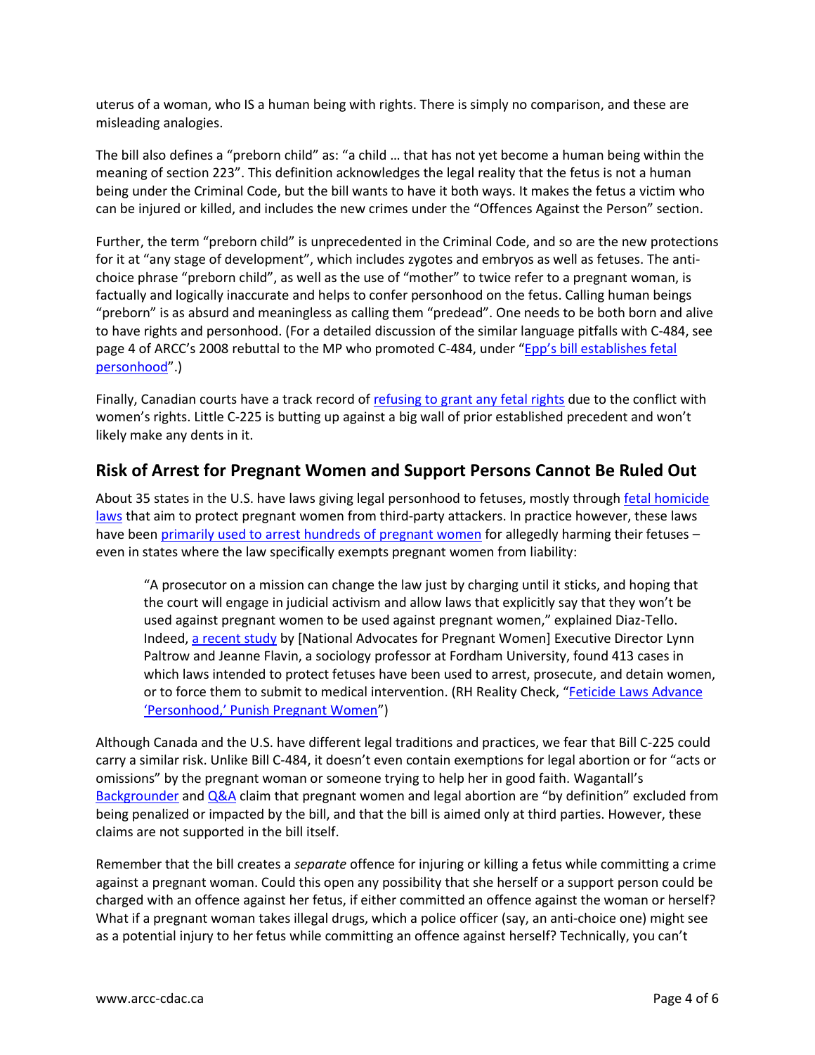uterus of a woman, who IS a human being with rights. There is simply no comparison, and these are misleading analogies.

The bill also defines a "preborn child" as: "a child … that has not yet become a human being within the meaning of section 223". This definition acknowledges the legal reality that the fetus is not a human being under the Criminal Code, but the bill wants to have it both ways. It makes the fetus a victim who can be injured or killed, and includes the new crimes under the "Offences Against the Person" section.

Further, the term "preborn child" is unprecedented in the Criminal Code, and so are the new protections for it at "any stage of development", which includes zygotes and embryos as well as fetuses. The anti-choice phrase "preborn child", as well as the use of "mother" to twice refer to a pregnant woman, is factually and logically inaccurate and helps to confer personhood on the fetus. Calling human beings "preborn" is as absurd and meaningless as calling them "predead". One needs to be both born and alive to have rights and personhood. (For a detailed discussion of the similar language pitfalls with C-484, see page 4 of ARCC's 2008 rebuttal to the MP who promoted C-484, under "Epp's bill establishes fetal personhood".)

Finally, Canadian courts have a track record of refusing to grant any fetal rights due to the conflict with women's rights. Little C-225 is butting up against a big wall of prior established precedent and won't likely make any dents in it.

## Risk of Arrest for Pregnant Women and Support Persons Cannot Be Ruled Out

About 35 states in the U.S. have laws giving legal personhood to fetuses, mostly through fetal homicide laws that aim to protect pregnant women from third-party attackers. In practice however, these laws have been primarily used to arrest hundreds of pregnant women for allegedly harming their fetuses – even in states where the law specifically exempts pregnant women from liability:

> "A prosecutor on a mission can change the law just by charging until it sticks, and hoping that the court will engage in judicial activism and allow laws that explicitly say that they won't be used against pregnant women to be used against pregnant women," explained Diaz-Tello. Indeed, a recent study by [National Advocates for Pregnant Women] Executive Director Lynn Paltrow and Jeanne Flavin, a sociology professor at Fordham University, found 413 cases in which laws intended to protect fetuses have been used to arrest, prosecute, and detain women, or to force them to submit to medical intervention. (RH Reality Check, "Feticide Laws Advance 'Personhood,' Punish Pregnant Women")

Although Canada and the U.S. have different legal traditions and practices, we fear that Bill C-225 could carry a similar risk. Unlike Bill C-484, it doesn't even contain exemptions for legal abortion or for "acts or omissions" by the pregnant woman or someone trying to help her in good faith. Wagantall's Backgrounder and Q&A claim that pregnant women and legal abortion are "by definition" excluded from being penalized or impacted by the bill, and that the bill is aimed only at third parties. However, these claims are not supported in the bill itself.

Remember that the bill creates a *separate* offence for injuring or killing a fetus while committing a crime against a pregnant woman. Could this open any possibility that she herself or a support person could be charged with an offence against her fetus, if either committed an offence against the woman or herself? What if a pregnant woman takes illegal drugs, which a police officer (say, an anti-choice one) might see as a potential injury to her fetus while committing an offence against herself? Technically, you can't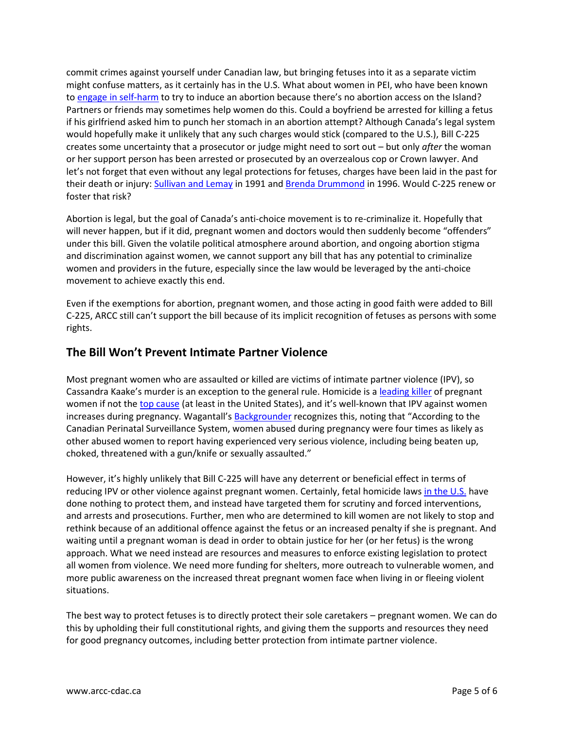commit crimes against yourself under Canadian law, but bringing fetuses into it as a separate victim might confuse matters, as it certainly has in the U.S. What about women in PEI, who have been known to engage in self-harm to try to induce an abortion because there's no abortion access on the Island? Partners or friends may sometimes help women do this. Could a boyfriend be arrested for killing a fetus if his girlfriend asked him to punch her stomach in an abortion attempt? Although Canada's legal system would hopefully make it unlikely that any such charges would stick (compared to the U.S.), Bill C-225 creates some uncertainty that a prosecutor or judge might need to sort out – but only *after* the woman or her support person has been arrested or prosecuted by an overzealous cop or Crown lawyer. And let's not forget that even without any legal protections for fetuses, charges have been laid in the past for their death or injury: Sullivan and Lemay in 1991 and Brenda Drummond in 1996. Would C-225 renew or foster that risk?

Abortion is legal, but the goal of Canada's anti-choice movement is to re-criminalize it. Hopefully that will never happen, but if it did, pregnant women and doctors would then suddenly become "offenders" under this bill. Given the volatile political atmosphere around abortion, and ongoing abortion stigma and discrimination against women, we cannot support any bill that has any potential to criminalize women and providers in the future, especially since the law would be leveraged by the anti-choice movement to achieve exactly this end.

Even if the exemptions for abortion, pregnant women, and those acting in good faith were added to Bill C-225, ARCC still can't support the bill because of its implicit recognition of fetuses as persons with some rights.

## The Bill Won't Prevent Intimate Partner Violence

Most pregnant women who are assaulted or killed are victims of intimate partner violence (IPV), so Cassandra Kaake's murder is an exception to the general rule. Homicide is a leading killer of pregnant women if not the top cause (at least in the United States), and it's well-known that IPV against women increases during pregnancy. Wagantall's Backgrounder recognizes this, noting that "According to the Canadian Perinatal Surveillance System, women abused during pregnancy were four times as likely as other abused women to report having experienced very serious violence, including being beaten up, choked, threatened with a gun/knife or sexually assaulted."

However, it's highly unlikely that Bill C-225 will have any deterrent or beneficial effect in terms of reducing IPV or other violence against pregnant women. Certainly, fetal homicide laws in the U.S. have done nothing to protect them, and instead have targeted them for scrutiny and forced interventions, and arrests and prosecutions. Further, men who are determined to kill women are not likely to stop and rethink because of an additional offence against the fetus or an increased penalty if she is pregnant. And waiting until a pregnant woman is dead in order to obtain justice for her (or her fetus) is the wrong approach. What we need instead are resources and measures to enforce existing legislation to protect all women from violence. We need more funding for shelters, more outreach to vulnerable women, and more public awareness on the increased threat pregnant women face when living in or fleeing violent situations.

The best way to protect fetuses is to directly protect their sole caretakers – pregnant women. We can do this by upholding their full constitutional rights, and giving them the supports and resources they need for good pregnancy outcomes, including better protection from intimate partner violence.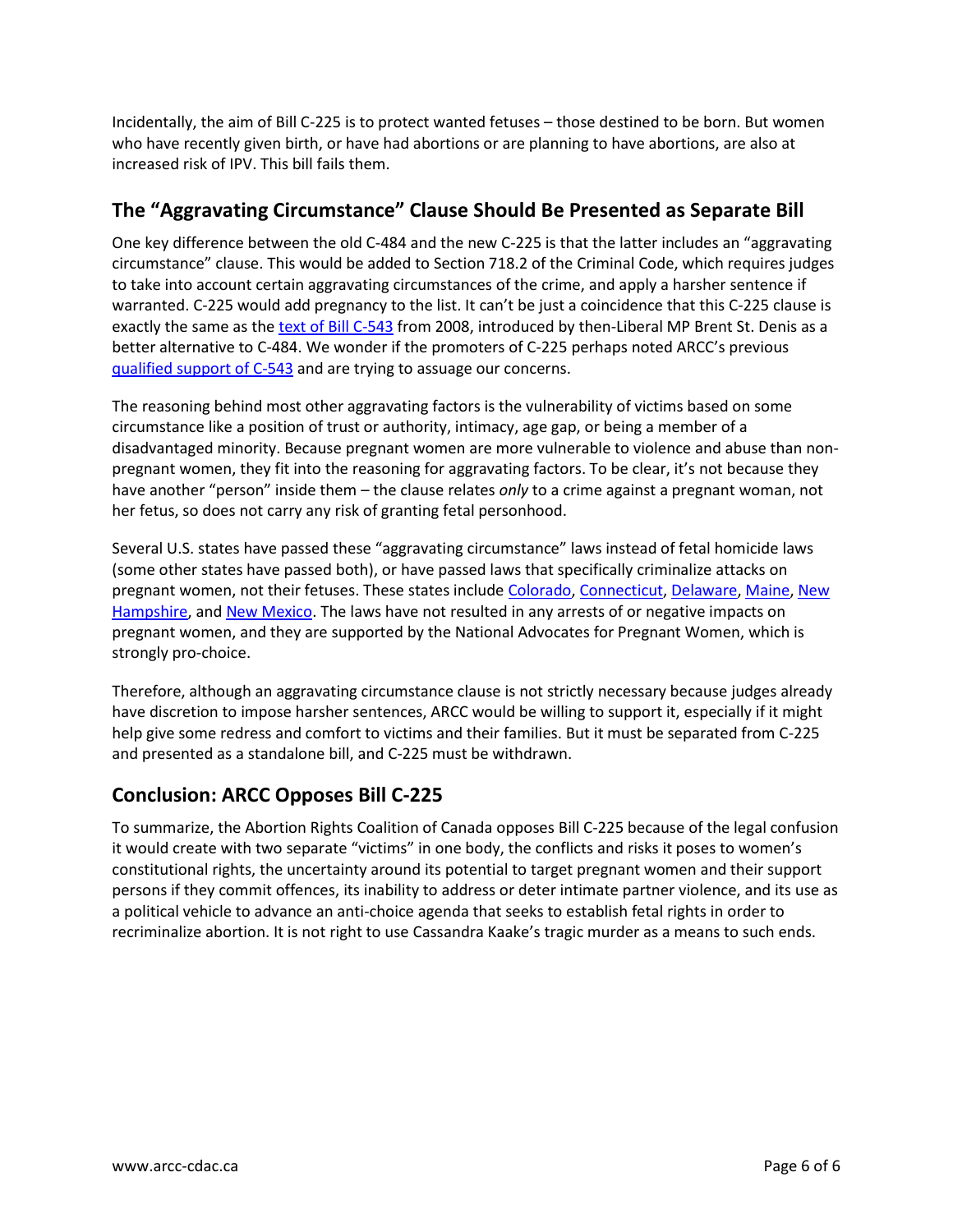Incidentally, the aim of Bill C-225 is to protect wanted fetuses – those destined to be born. But women who have recently given birth, or have had abortions or are planning to have abortions, are also at increased risk of IPV. This bill fails them.

## The "Aggravating Circumstance" Clause Should Be Presented as Separate Bill

One key difference between the old C-484 and the new C-225 is that the latter includes an "aggravating circumstance" clause. This would be added to Section 718.2 of the Criminal Code, which requires judges to take into account certain aggravating circumstances of the crime, and apply a harsher sentence if warranted. C-225 would add pregnancy to the list. It can't be just a coincidence that this C-225 clause is exactly the same as the text of Bill C-543 from 2008, introduced by then-Liberal MP Brent St. Denis as a better alternative to C-484. We wonder if the promoters of C-225 perhaps noted ARCC's previous qualified support of C-543 and are trying to assuage our concerns.

The reasoning behind most other aggravating factors is the vulnerability of victims based on some circumstance like a position of trust or authority, intimacy, age gap, or being a member of a disadvantaged minority. Because pregnant women are more vulnerable to violence and abuse than non-pregnant women, they fit into the reasoning for aggravating factors. To be clear, it's not because they have another "person" inside them – the clause relates *only* to a crime against a pregnant woman, not her fetus, so does not carry any risk of granting fetal personhood.

Several U.S. states have passed these "aggravating circumstance" laws instead of fetal homicide laws (some other states have passed both), or have passed laws that specifically criminalize attacks on pregnant women, not their fetuses. These states include Colorado, Connecticut, Delaware, Maine, New Hampshire, and New Mexico. The laws have not resulted in any arrests of or negative impacts on pregnant women, and they are supported by the National Advocates for Pregnant Women, which is strongly pro-choice.

Therefore, although an aggravating circumstance clause is not strictly necessary because judges already have discretion to impose harsher sentences, ARCC would be willing to support it, especially if it might help give some redress and comfort to victims and their families. But it must be separated from C-225 and presented as a standalone bill, and C-225 must be withdrawn.

## Conclusion: ARCC Opposes Bill C-225

To summarize, the Abortion Rights Coalition of Canada opposes Bill C-225 because of the legal confusion it would create with two separate "victims" in one body, the conflicts and risks it poses to women's constitutional rights, the uncertainty around its potential to target pregnant women and their support persons if they commit offences, its inability to address or deter intimate partner violence, and its use as a political vehicle to advance an anti-choice agenda that seeks to establish fetal rights in order to recriminalize abortion. It is not right to use Cassandra Kaake's tragic murder as a means to such ends.